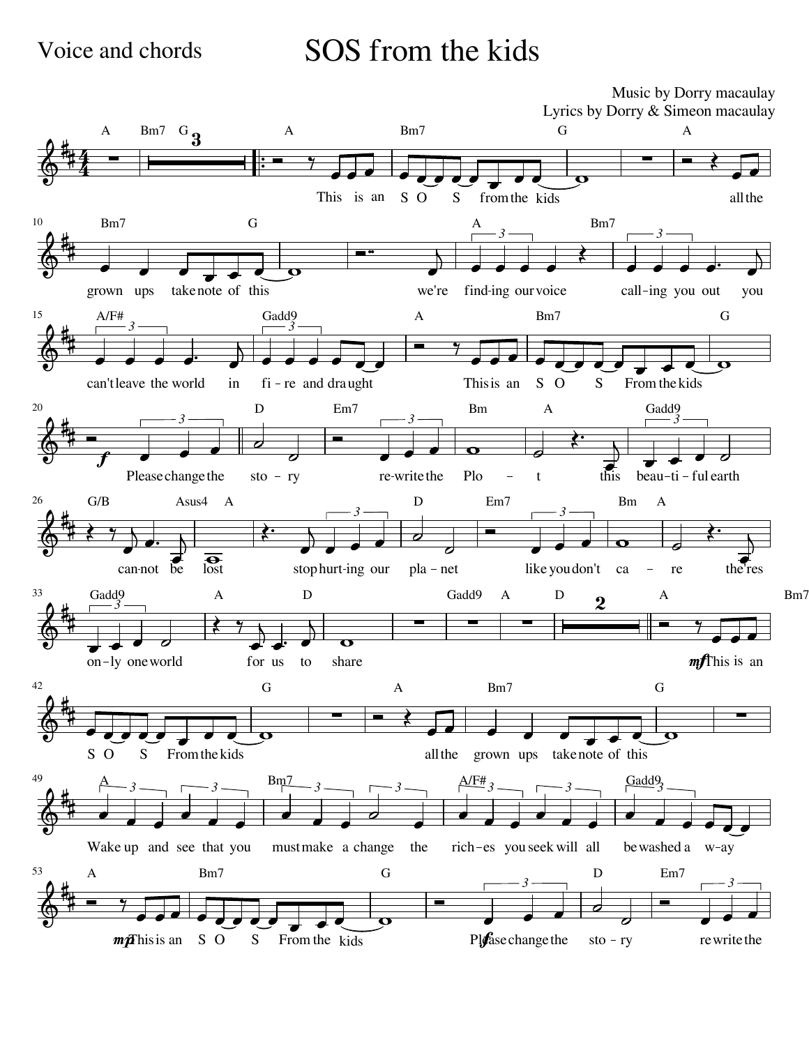Voice and chords

# SOS from the kids

Music by Dorry macaulay
Lyrics by Dorry & Simeon macaulay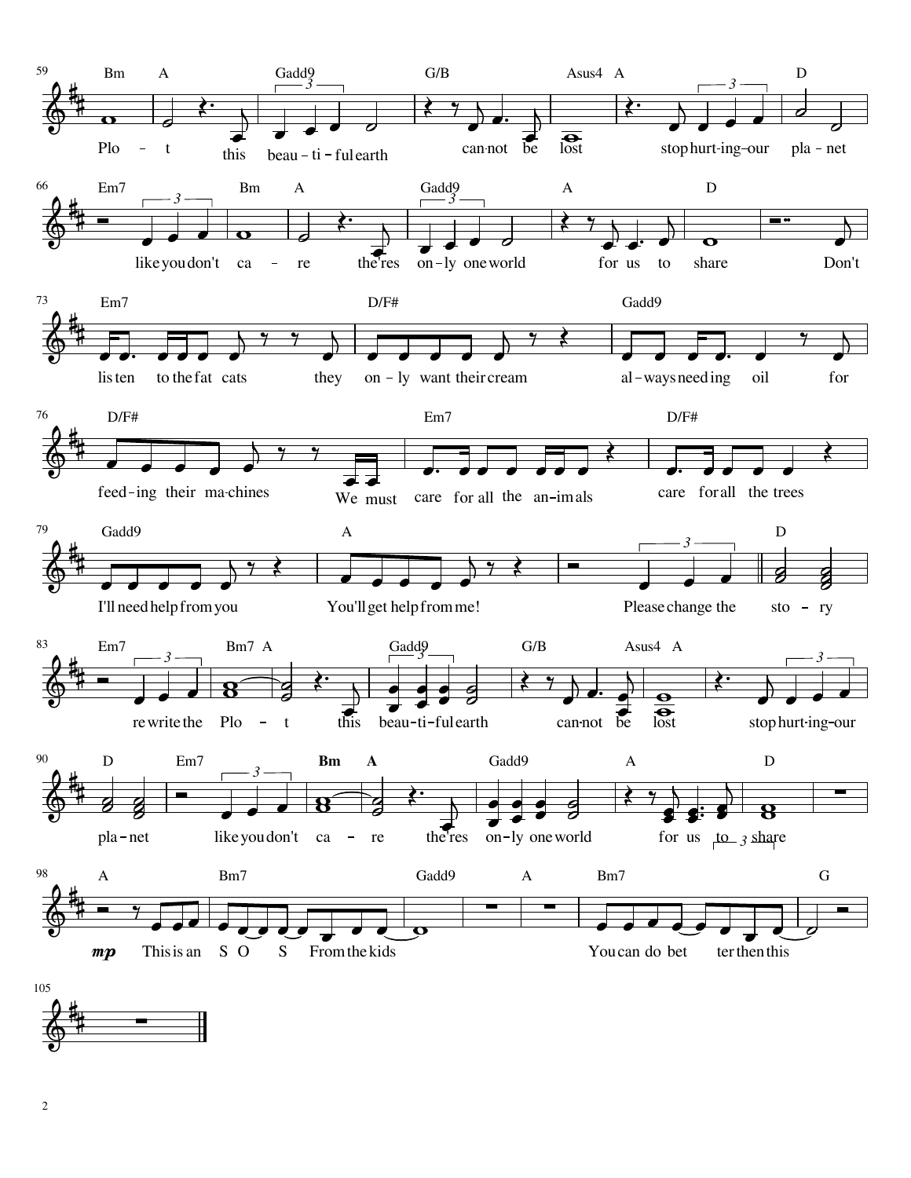59 Bm A Gadd9 G/B Asus4 A D

Plo – t this beau – ti – ful earth can·not be lost stop hurt·ing·our pla – net

66 Em7 Bm A Gadd9 A D

like you don't ca – re the'res on – ly one world for us to share Don't

73 Em7 D/F# Gadd9

lis ten to the fat cats they on – ly want their cream al – ways need ing oil for

76 D/F# Em7 D/F#

feed – ing their ma·chines We must care for all the an–im als care for all the trees

79 Gadd9 A D

I'll need help from you You'll get help from me! Please change the sto – ry

83 Em7 Bm7 A Gadd9 G/B Asus4 A

re write the Plo – t this beau–ti–ful earth can·not be lost stop hurt·ing·our

90 D Em7 **Bm** **A** Gadd9 A D

pla – net like you don't ca – re the'res on – ly one world for us to share

98 A Bm7 Gadd9 A Bm7 G

*mp* This is an S O S From the kids You can do bet ter then this

105